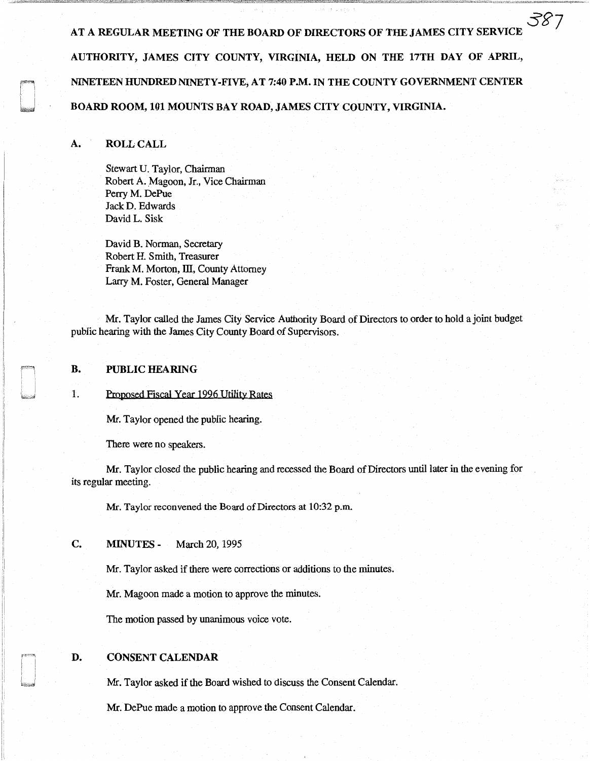AT A REGULAR MEETING OF THE BOARD OF DIRECTORS OF THE JAMES CITY SERVICE AUTHORITY, JAMES CITY COUNTY, VIRGINIA, HELD ON THE 17TH DAY OF APRIL, NINETEEN HUNDRED NINETY-FIVE, AT 7:40 P.M. IN THE COUNTY GOVERNMENT CENTER BOARD ROOM, 101 MOUNTS BAY ROAD, JAMES CITY COUNTY, VIRGINIA.

## A. ROLL CALL

Stewart U. Taylor, Chairman
Robert A. Magoon, Jr., Vice Chairman
Perry M. DePue
Jack D. Edwards
David L. Sisk

David B. Norman, Secretary
Robert H. Smith, Treasurer
Frank M. Morton, III, County Attorney
Larry M. Foster, General Manager

Mr. Taylor called the James City Service Authority Board of Directors to order to hold a joint budget public hearing with the James City County Board of Supervisors.

## B. PUBLIC HEARING

1. Proposed Fiscal Year 1996 Utility Rates

Mr. Taylor opened the public hearing.

There were no speakers.

Mr. Taylor closed the public hearing and recessed the Board of Directors until later in the evening for its regular meeting.

Mr. Taylor reconvened the Board of Directors at 10:32 p.m.

## C. MINUTES - March 20, 1995

Mr. Taylor asked if there were corrections or additions to the minutes.

Mr. Magoon made a motion to approve the minutes.

The motion passed by unanimous voice vote.

## D. CONSENT CALENDAR

Mr. Taylor asked if the Board wished to discuss the Consent Calendar.

Mr. DePue made a motion to approve the Consent Calendar.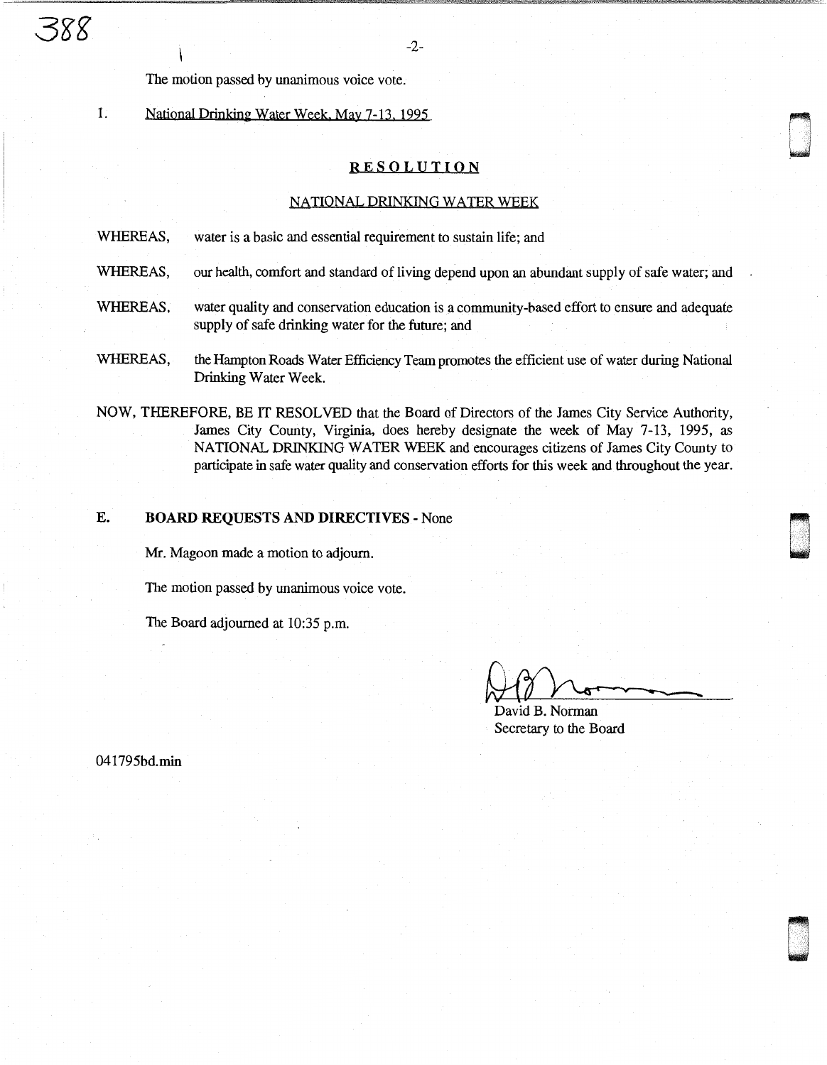The motion passed by unanimous voice vote.

1. National Drinking Water Week, May 7-13, 1995

## RESOLUTION

NATIONAL DRINKING WATER WEEK

WHEREAS, water is a basic and essential requirement to sustain life; and

WHEREAS, our health, comfort and standard of living depend upon an abundant supply of safe water; and

WHEREAS, water quality and conservation education is a community-based effort to ensure and adequate supply of safe drinking water for the future; and

WHEREAS, the Hampton Roads Water Efficiency Team promotes the efficient use of water during National Drinking Water Week.

NOW, THEREFORE, BE IT RESOLVED that the Board of Directors of the James City Service Authority, James City County, Virginia, does hereby designate the week of May 7-13, 1995, as NATIONAL DRINKING WATER WEEK and encourages citizens of James City County to participate in safe water quality and conservation efforts for this week and throughout the year.

E. **BOARD REQUESTS AND DIRECTIVES** - None

Mr. Magoon made a motion to adjourn.

The motion passed by unanimous voice vote.

The Board adjourned at 10:35 p.m.

David B. Norman
Secretary to the Board

041795bd.min